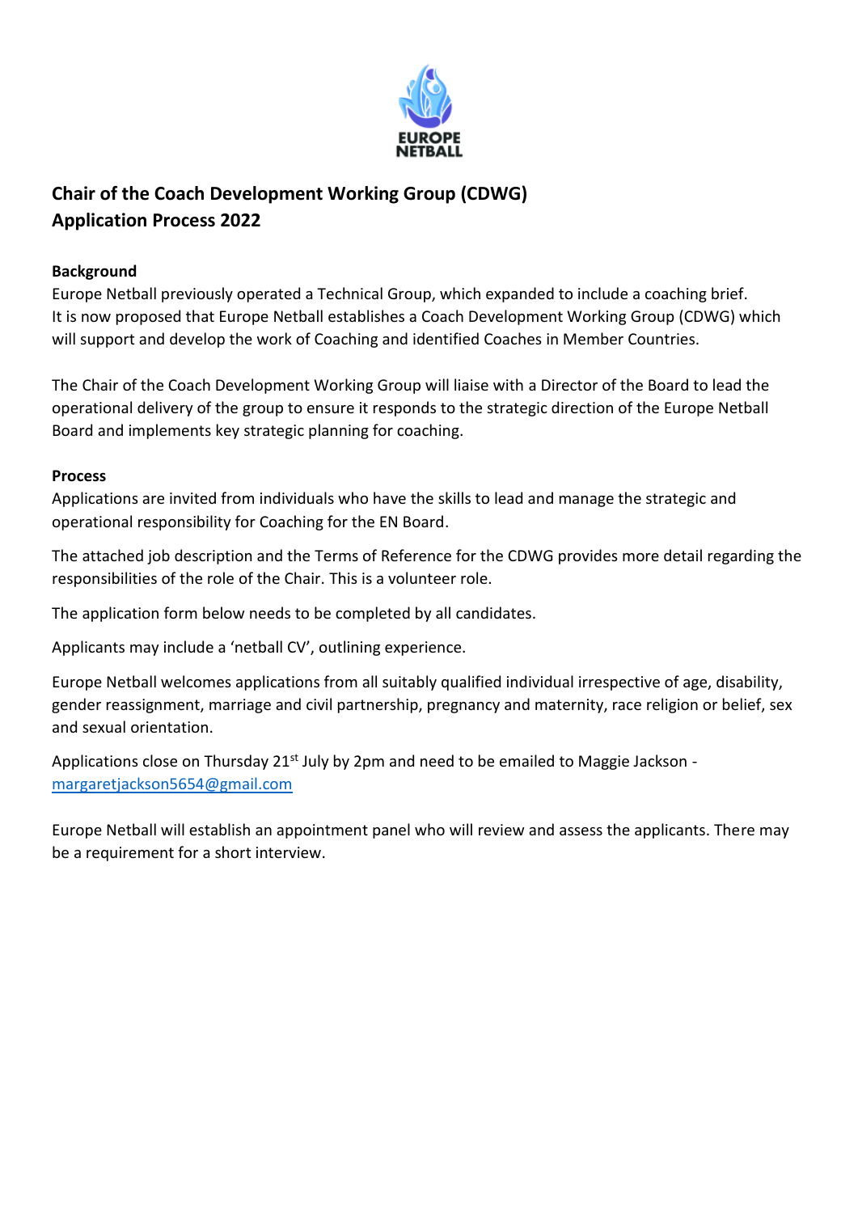# Chair of the Coach Development Working Group (CDWG)
# Application Process 2022

**Background**

Europe Netball previously operated a Technical Group, which expanded to include a coaching brief. It is now proposed that Europe Netball establishes a Coach Development Working Group (CDWG) which will support and develop the work of Coaching and identified Coaches in Member Countries.

The Chair of the Coach Development Working Group will liaise with a Director of the Board to lead the operational delivery of the group to ensure it responds to the strategic direction of the Europe Netball Board and implements key strategic planning for coaching.

**Process**

Applications are invited from individuals who have the skills to lead and manage the strategic and operational responsibility for Coaching for the EN Board.

The attached job description and the Terms of Reference for the CDWG provides more detail regarding the responsibilities of the role of the Chair. This is a volunteer role.

The application form below needs to be completed by all candidates.

Applicants may include a 'netball CV', outlining experience.

Europe Netball welcomes applications from all suitably qualified individual irrespective of age, disability, gender reassignment, marriage and civil partnership, pregnancy and maternity, race religion or belief, sex and sexual orientation.

Applications close on Thursday 21st July by 2pm and need to be emailed to Maggie Jackson - margaretjackson5654@gmail.com

Europe Netball will establish an appointment panel who will review and assess the applicants. There may be a requirement for a short interview.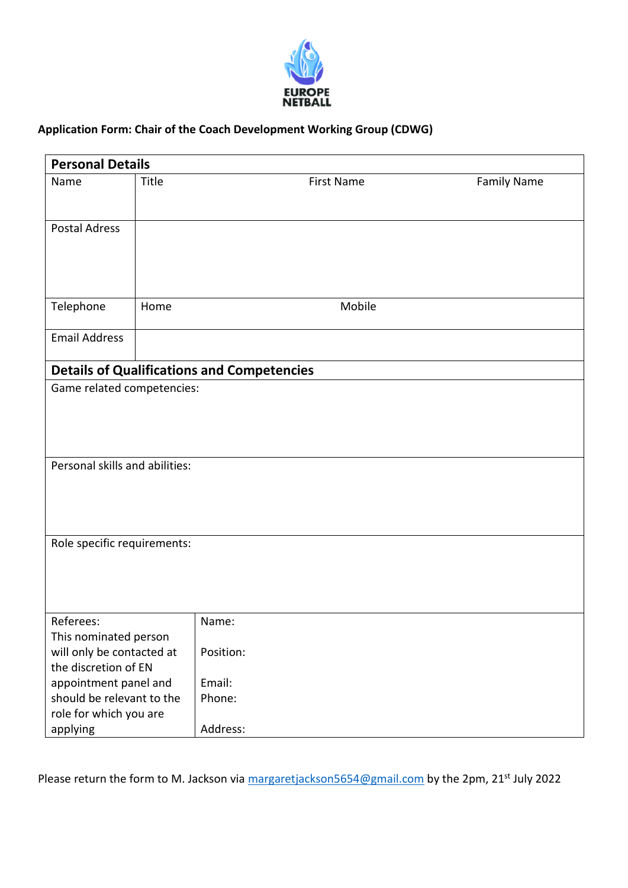EUROPE NETBALL

**Application Form: Chair of the Coach Development Working Group (CDWG)**

| **Personal Details** | | | |
|---|---|---|---|
| Name | Title | First Name | Family Name |
| Postal Adress | | | |
| Telephone | Home | Mobile | |
| Email Address | | | |
| **Details of Qualifications and Competencies** | | | |
| Game related competencies: | | | |
| Personal skills and abilities: | | | |
| Role specific requirements: | | | |
| Referees: This nominated person will only be contacted at the discretion of EN appointment panel and should be relevant to the role for which you are applying | Name: Position: Email: Phone: Address: | | |

Please return the form to M. Jackson via margaretjackson5654@gmail.com by the 2pm, 21st July 2022